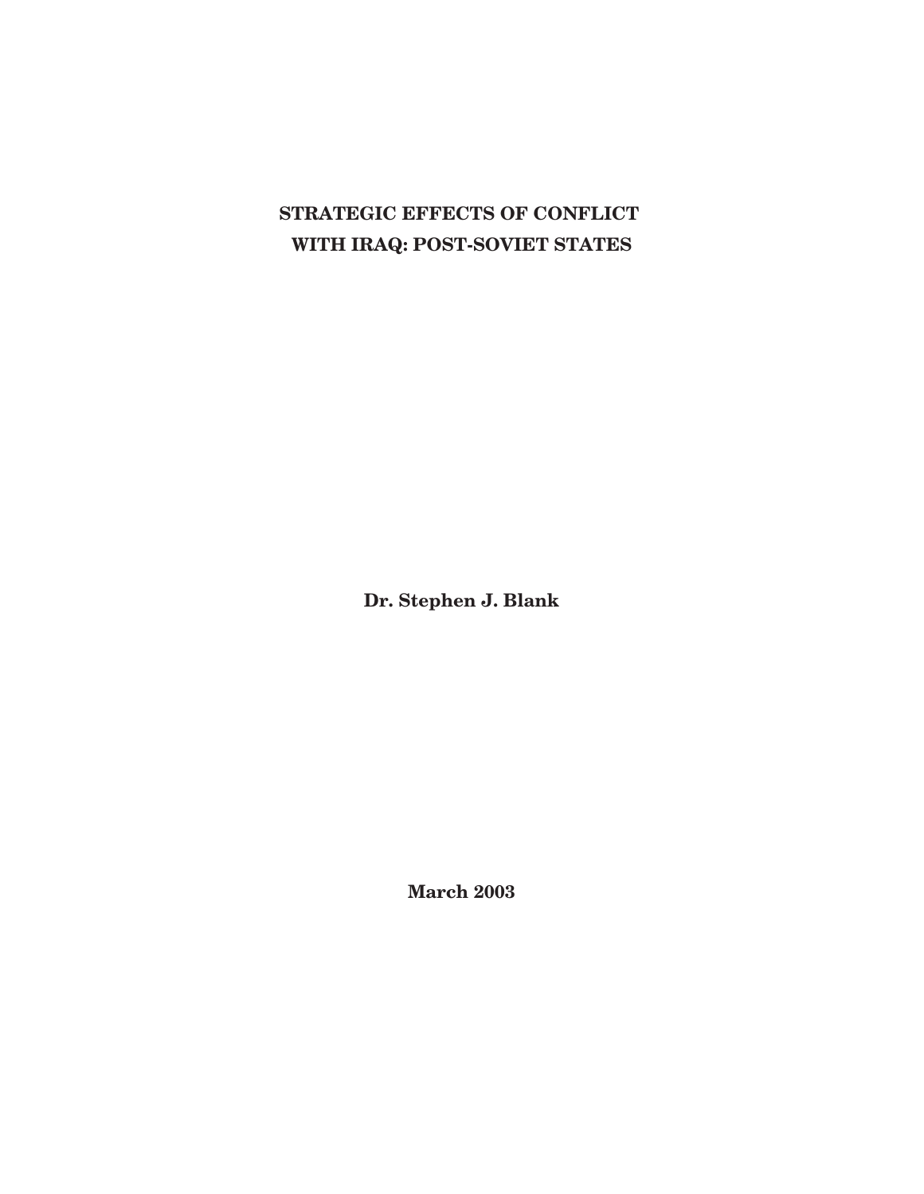# STRATEGIC EFFECTS OF CONFLICT WITH IRAQ: POST-SOVIET STATES

**Dr. Stephen J. Blank**

**March 2003**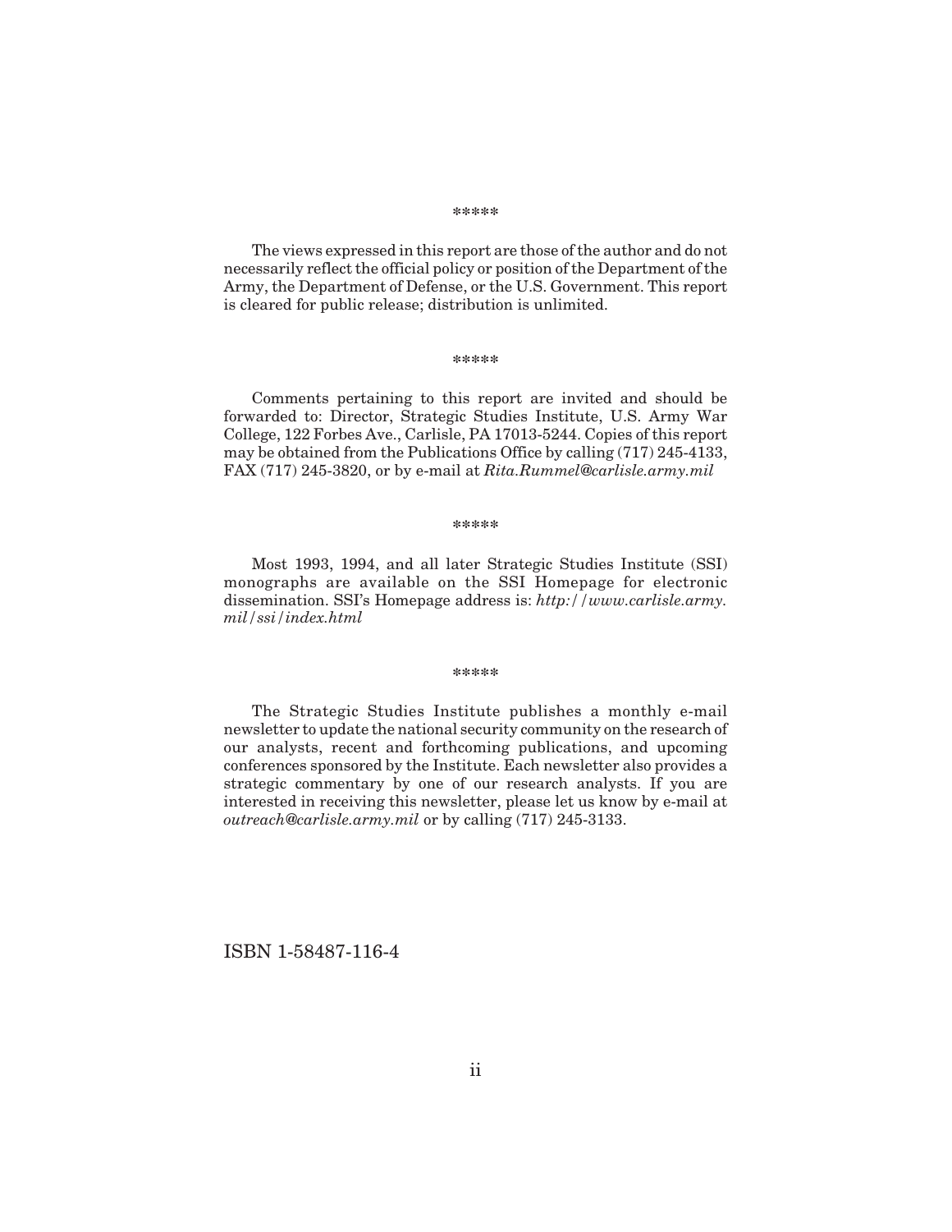*****

The views expressed in this report are those of the author and do not necessarily reflect the official policy or position of the Department of the Army, the Department of Defense, or the U.S. Government. This report is cleared for public release; distribution is unlimited.

*****

Comments pertaining to this report are invited and should be forwarded to: Director, Strategic Studies Institute, U.S. Army War College, 122 Forbes Ave., Carlisle, PA 17013-5244. Copies of this report may be obtained from the Publications Office by calling (717) 245-4133, FAX (717) 245-3820, or by e-mail at *Rita.Rummel@carlisle.army.mil*

*****

Most 1993, 1994, and all later Strategic Studies Institute (SSI) monographs are available on the SSI Homepage for electronic dissemination. SSI's Homepage address is: *http://www.carlisle.army.mil/ssi/index.html*

*****

The Strategic Studies Institute publishes a monthly e-mail newsletter to update the national security community on the research of our analysts, recent and forthcoming publications, and upcoming conferences sponsored by the Institute. Each newsletter also provides a strategic commentary by one of our research analysts. If you are interested in receiving this newsletter, please let us know by e-mail at *outreach@carlisle.army.mil* or by calling (717) 245-3133.

ISBN 1-58487-116-4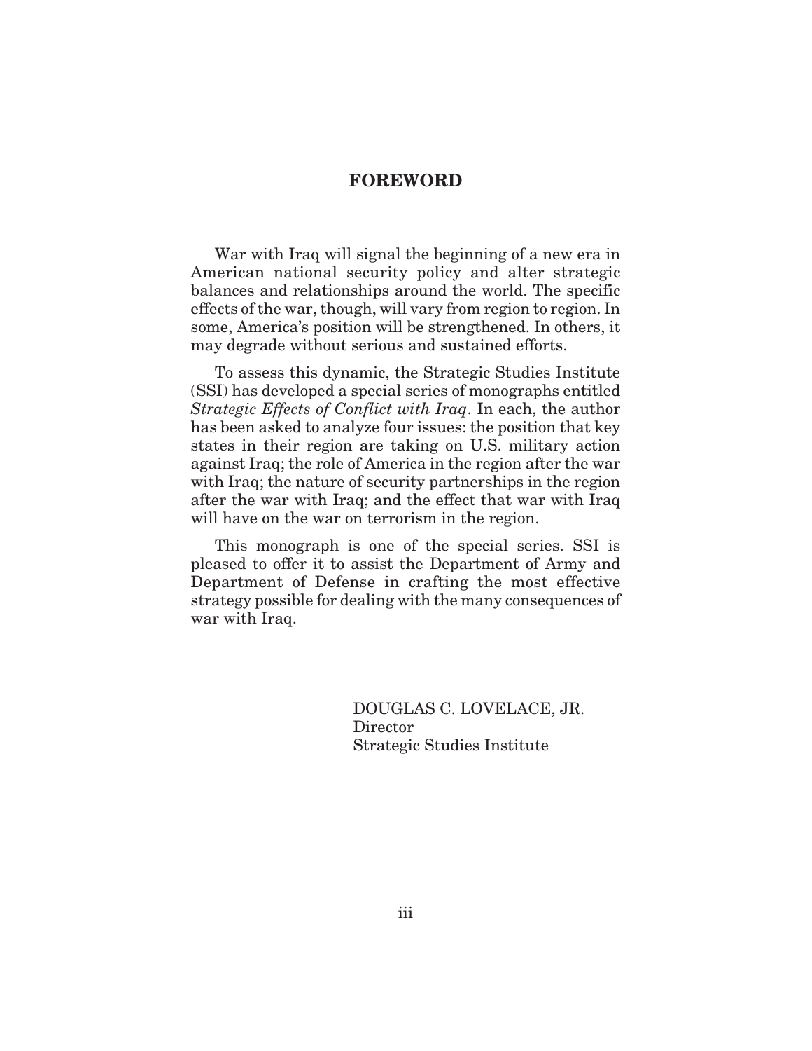# FOREWORD

War with Iraq will signal the beginning of a new era in American national security policy and alter strategic balances and relationships around the world. The specific effects of the war, though, will vary from region to region. In some, America's position will be strengthened. In others, it may degrade without serious and sustained efforts.

To assess this dynamic, the Strategic Studies Institute (SSI) has developed a special series of monographs entitled *Strategic Effects of Conflict with Iraq*. In each, the author has been asked to analyze four issues: the position that key states in their region are taking on U.S. military action against Iraq; the role of America in the region after the war with Iraq; the nature of security partnerships in the region after the war with Iraq; and the effect that war with Iraq will have on the war on terrorism in the region.

This monograph is one of the special series. SSI is pleased to offer it to assist the Department of Army and Department of Defense in crafting the most effective strategy possible for dealing with the many consequences of war with Iraq.

DOUGLAS C. LOVELACE, JR.
Director
Strategic Studies Institute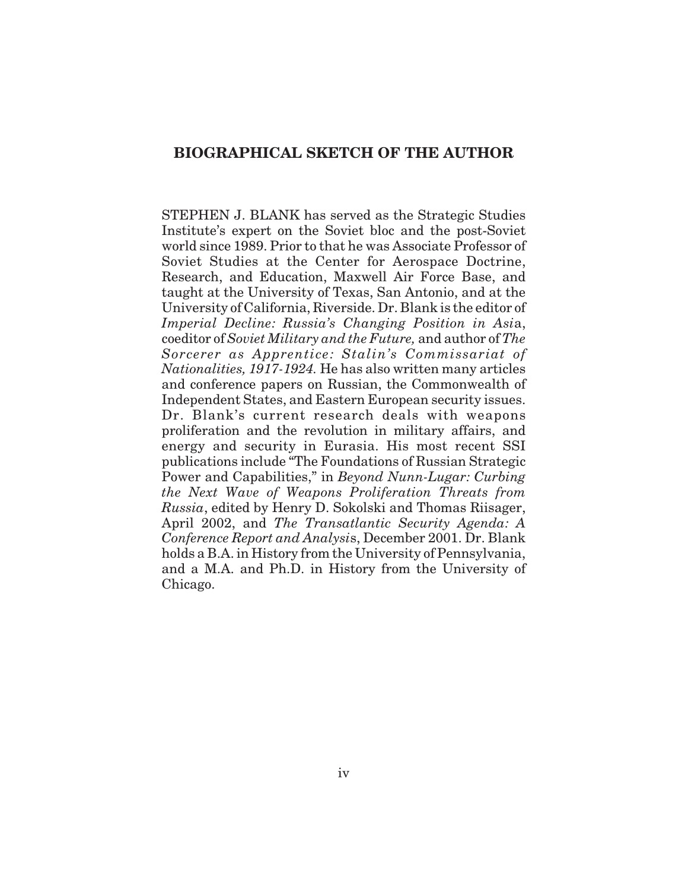## BIOGRAPHICAL SKETCH OF THE AUTHOR

STEPHEN J. BLANK has served as the Strategic Studies Institute's expert on the Soviet bloc and the post-Soviet world since 1989. Prior to that he was Associate Professor of Soviet Studies at the Center for Aerospace Doctrine, Research, and Education, Maxwell Air Force Base, and taught at the University of Texas, San Antonio, and at the University of California, Riverside. Dr. Blank is the editor of *Imperial Decline: Russia's Changing Position in Asia*, coeditor of *Soviet Military and the Future,* and author of *The Sorcerer as Apprentice: Stalin's Commissariat of Nationalities, 1917-1924.* He has also written many articles and conference papers on Russian, the Commonwealth of Independent States, and Eastern European security issues. Dr. Blank's current research deals with weapons proliferation and the revolution in military affairs, and energy and security in Eurasia. His most recent SSI publications include "The Foundations of Russian Strategic Power and Capabilities," in *Beyond Nunn-Lugar: Curbing the Next Wave of Weapons Proliferation Threats from Russia*, edited by Henry D. Sokolski and Thomas Riisager, April 2002, and *The Transatlantic Security Agenda: A Conference Report and Analysis*, December 2001. Dr. Blank holds a B.A. in History from the University of Pennsylvania, and a M.A. and Ph.D. in History from the University of Chicago.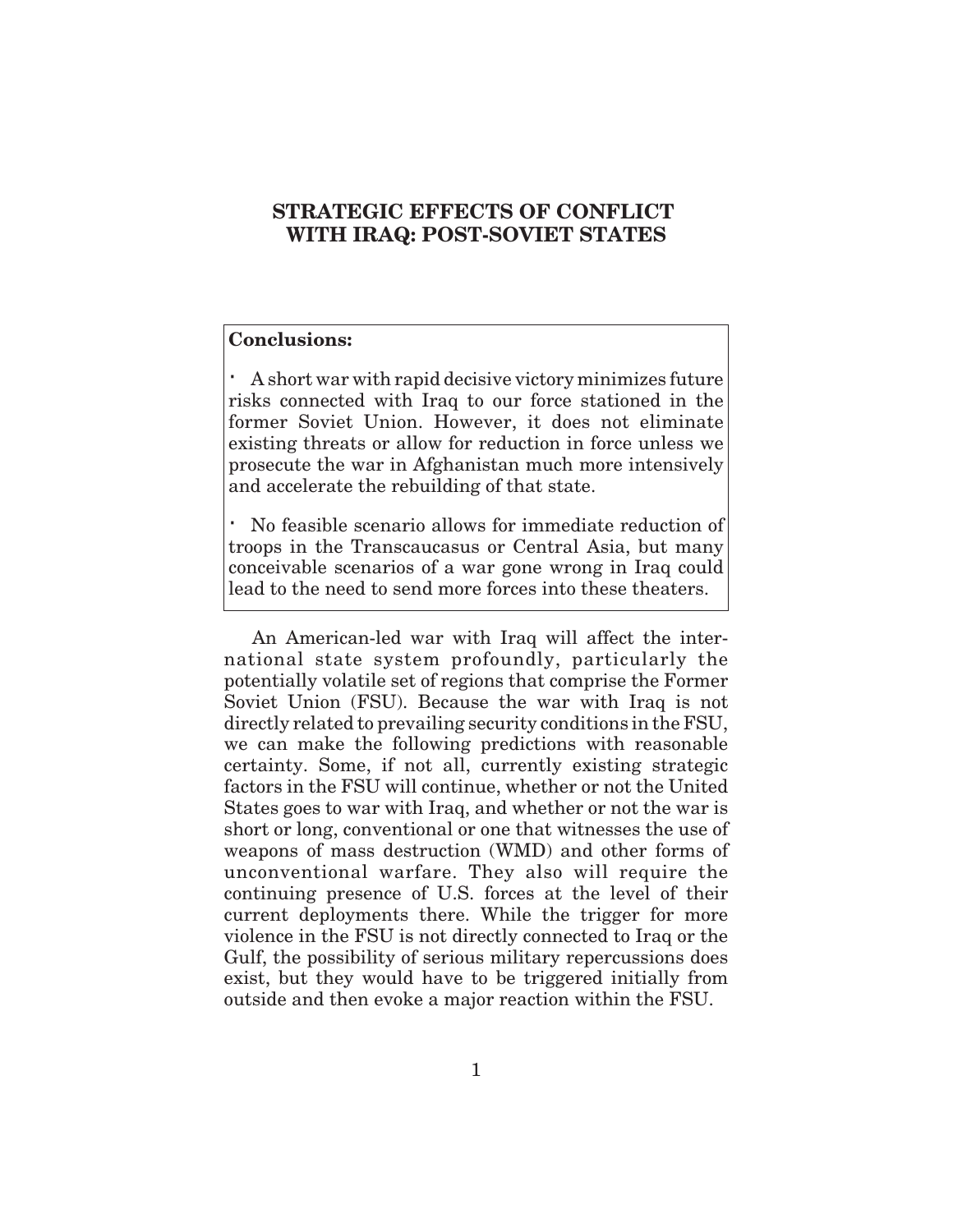# STRATEGIC EFFECTS OF CONFLICT WITH IRAQ: POST-SOVIET STATES

**Conclusions:**

- A short war with rapid decisive victory minimizes future risks connected with Iraq to our force stationed in the former Soviet Union. However, it does not eliminate existing threats or allow for reduction in force unless we prosecute the war in Afghanistan much more intensively and accelerate the rebuilding of that state.

- No feasible scenario allows for immediate reduction of troops in the Transcaucasus or Central Asia, but many conceivable scenarios of a war gone wrong in Iraq could lead to the need to send more forces into these theaters.

An American-led war with Iraq will affect the international state system profoundly, particularly the potentially volatile set of regions that comprise the Former Soviet Union (FSU). Because the war with Iraq is not directly related to prevailing security conditions in the FSU, we can make the following predictions with reasonable certainty. Some, if not all, currently existing strategic factors in the FSU will continue, whether or not the United States goes to war with Iraq, and whether or not the war is short or long, conventional or one that witnesses the use of weapons of mass destruction (WMD) and other forms of unconventional warfare. They also will require the continuing presence of U.S. forces at the level of their current deployments there. While the trigger for more violence in the FSU is not directly connected to Iraq or the Gulf, the possibility of serious military repercussions does exist, but they would have to be triggered initially from outside and then evoke a major reaction within the FSU.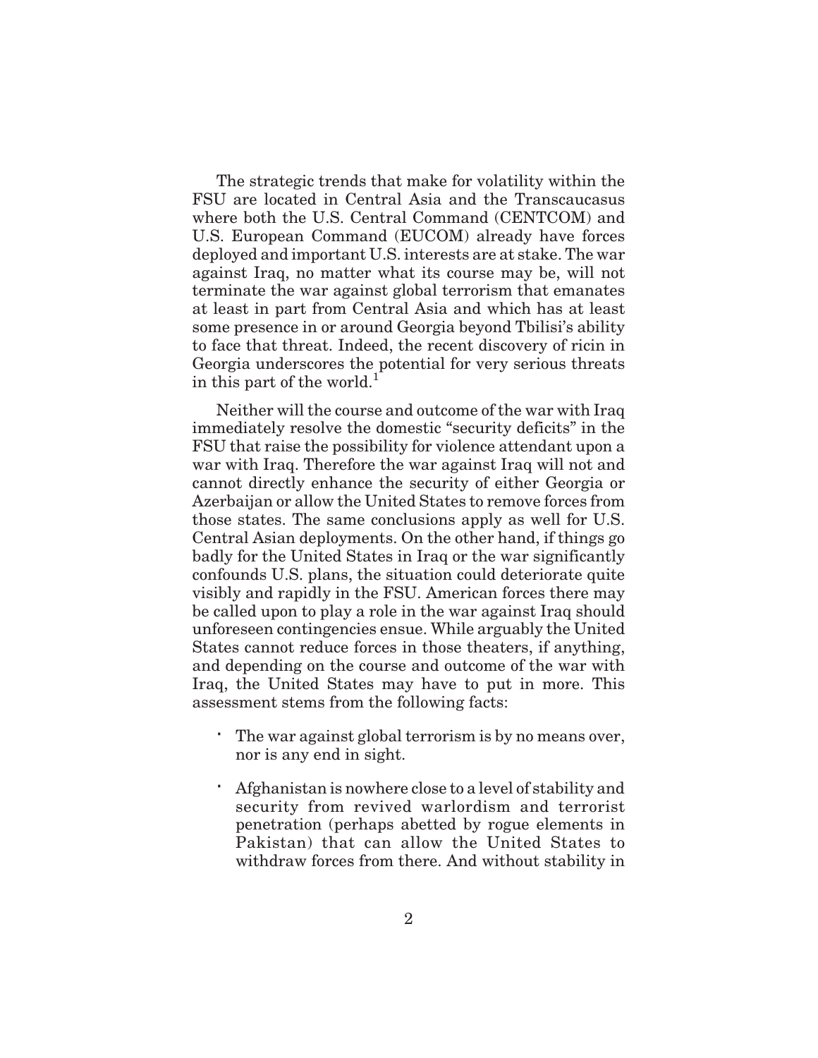The strategic trends that make for volatility within the FSU are located in Central Asia and the Transcaucasus where both the U.S. Central Command (CENTCOM) and U.S. European Command (EUCOM) already have forces deployed and important U.S. interests are at stake. The war against Iraq, no matter what its course may be, will not terminate the war against global terrorism that emanates at least in part from Central Asia and which has at least some presence in or around Georgia beyond Tbilisi's ability to face that threat. Indeed, the recent discovery of ricin in Georgia underscores the potential for very serious threats in this part of the world.[1]

Neither will the course and outcome of the war with Iraq immediately resolve the domestic "security deficits" in the FSU that raise the possibility for violence attendant upon a war with Iraq. Therefore the war against Iraq will not and cannot directly enhance the security of either Georgia or Azerbaijan or allow the United States to remove forces from those states. The same conclusions apply as well for U.S. Central Asian deployments. On the other hand, if things go badly for the United States in Iraq or the war significantly confounds U.S. plans, the situation could deteriorate quite visibly and rapidly in the FSU. American forces there may be called upon to play a role in the war against Iraq should unforeseen contingencies ensue. While arguably the United States cannot reduce forces in those theaters, if anything, and depending on the course and outcome of the war with Iraq, the United States may have to put in more. This assessment stems from the following facts:

- The war against global terrorism is by no means over, nor is any end in sight.
- Afghanistan is nowhere close to a level of stability and security from revived warlordism and terrorist penetration (perhaps abetted by rogue elements in Pakistan) that can allow the United States to withdraw forces from there. And without stability in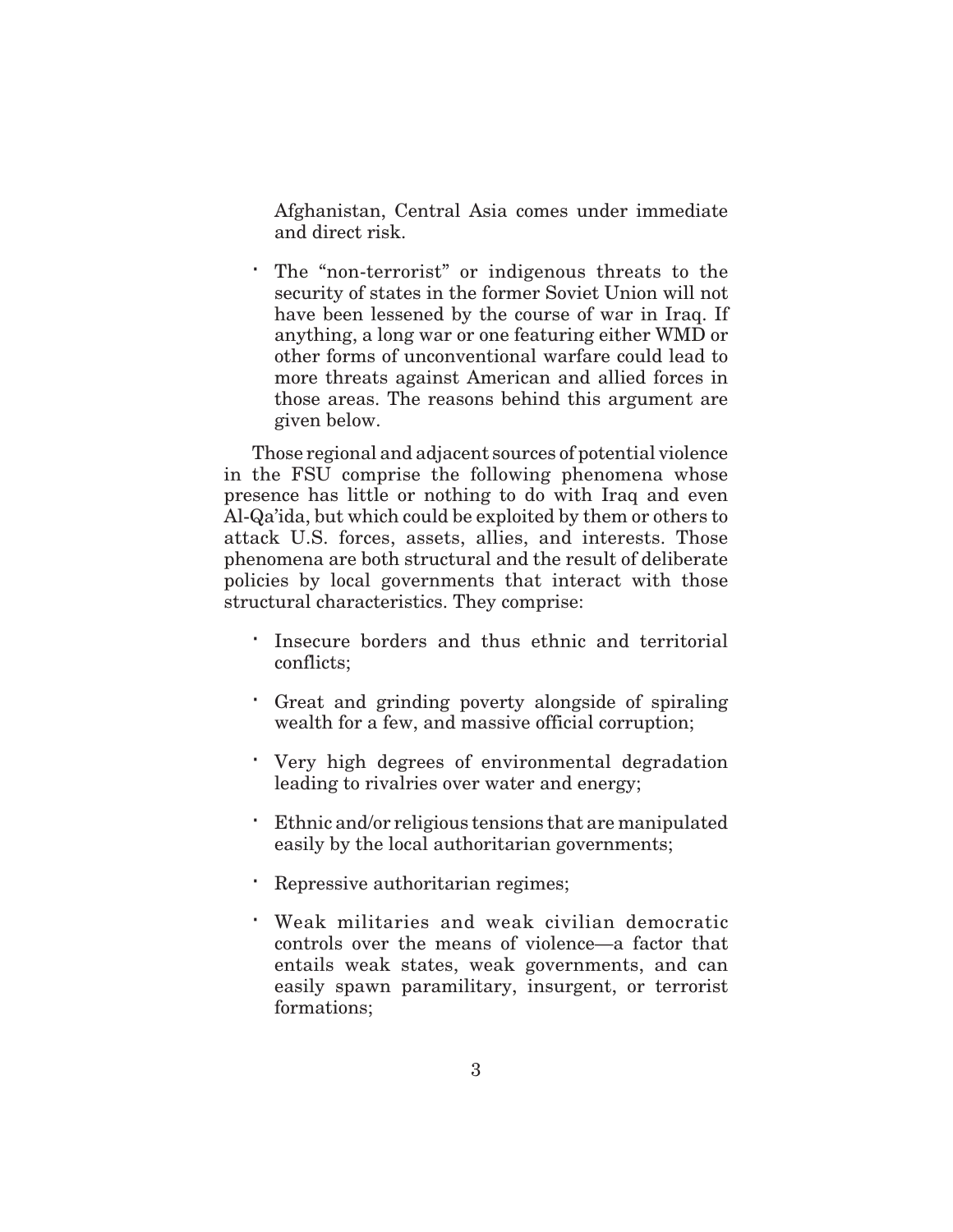Afghanistan, Central Asia comes under immediate and direct risk.

- The "non-terrorist" or indigenous threats to the security of states in the former Soviet Union will not have been lessened by the course of war in Iraq. If anything, a long war or one featuring either WMD or other forms of unconventional warfare could lead to more threats against American and allied forces in those areas. The reasons behind this argument are given below.

Those regional and adjacent sources of potential violence in the FSU comprise the following phenomena whose presence has little or nothing to do with Iraq and even Al-Qa'ida, but which could be exploited by them or others to attack U.S. forces, assets, allies, and interests. Those phenomena are both structural and the result of deliberate policies by local governments that interact with those structural characteristics. They comprise:

- Insecure borders and thus ethnic and territorial conflicts;
- Great and grinding poverty alongside of spiraling wealth for a few, and massive official corruption;
- Very high degrees of environmental degradation leading to rivalries over water and energy;
- Ethnic and/or religious tensions that are manipulated easily by the local authoritarian governments;
- Repressive authoritarian regimes;
- Weak militaries and weak civilian democratic controls over the means of violence—a factor that entails weak states, weak governments, and can easily spawn paramilitary, insurgent, or terrorist formations;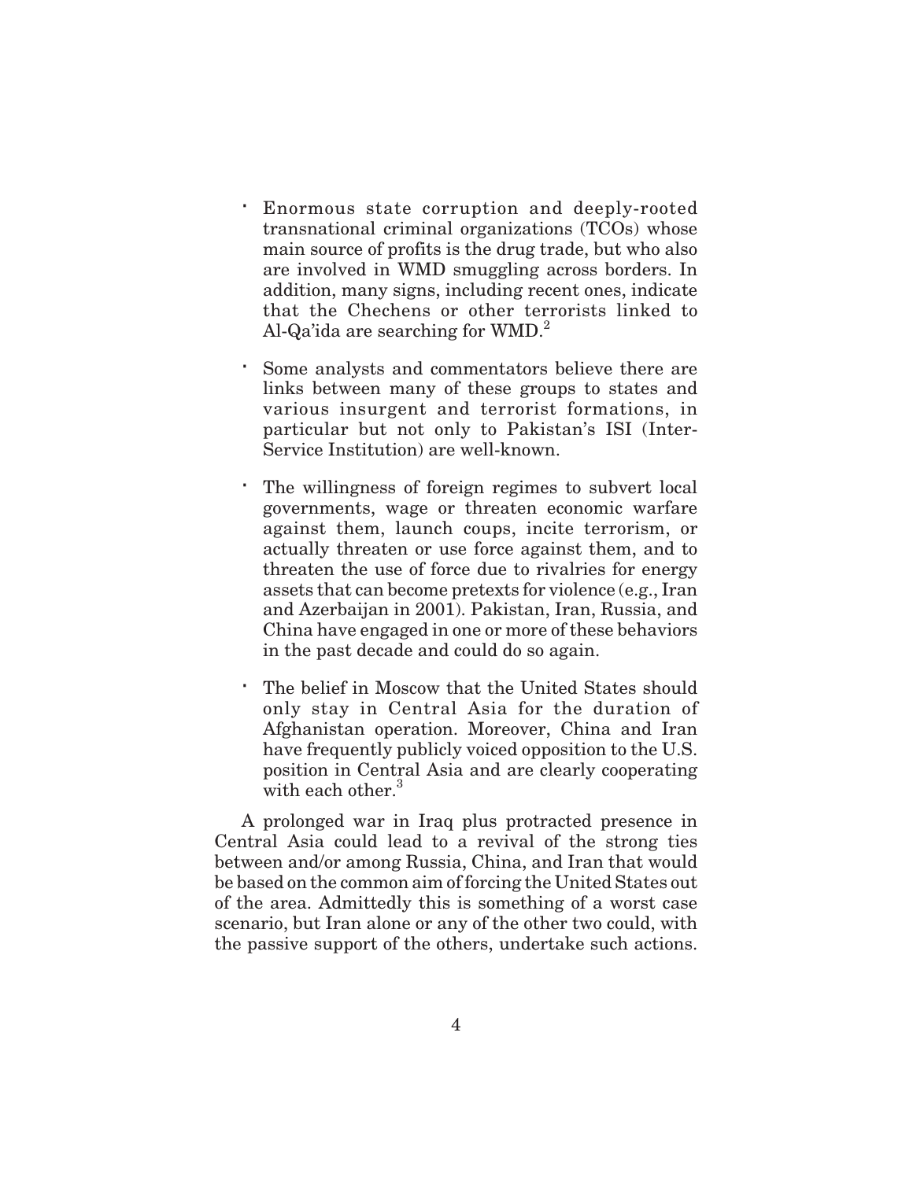- Enormous state corruption and deeply-rooted transnational criminal organizations (TCOs) whose main source of profits is the drug trade, but who also are involved in WMD smuggling across borders. In addition, many signs, including recent ones, indicate that the Chechens or other terrorists linked to Al-Qa'ida are searching for WMD.[2]

- Some analysts and commentators believe there are links between many of these groups to states and various insurgent and terrorist formations, in particular but not only to Pakistan's ISI (Inter-Service Institution) are well-known.

- The willingness of foreign regimes to subvert local governments, wage or threaten economic warfare against them, launch coups, incite terrorism, or actually threaten or use force against them, and to threaten the use of force due to rivalries for energy assets that can become pretexts for violence (e.g., Iran and Azerbaijan in 2001). Pakistan, Iran, Russia, and China have engaged in one or more of these behaviors in the past decade and could do so again.

- The belief in Moscow that the United States should only stay in Central Asia for the duration of Afghanistan operation. Moreover, China and Iran have frequently publicly voiced opposition to the U.S. position in Central Asia and are clearly cooperating with each other.[3]

A prolonged war in Iraq plus protracted presence in Central Asia could lead to a revival of the strong ties between and/or among Russia, China, and Iran that would be based on the common aim of forcing the United States out of the area. Admittedly this is something of a worst case scenario, but Iran alone or any of the other two could, with the passive support of the others, undertake such actions.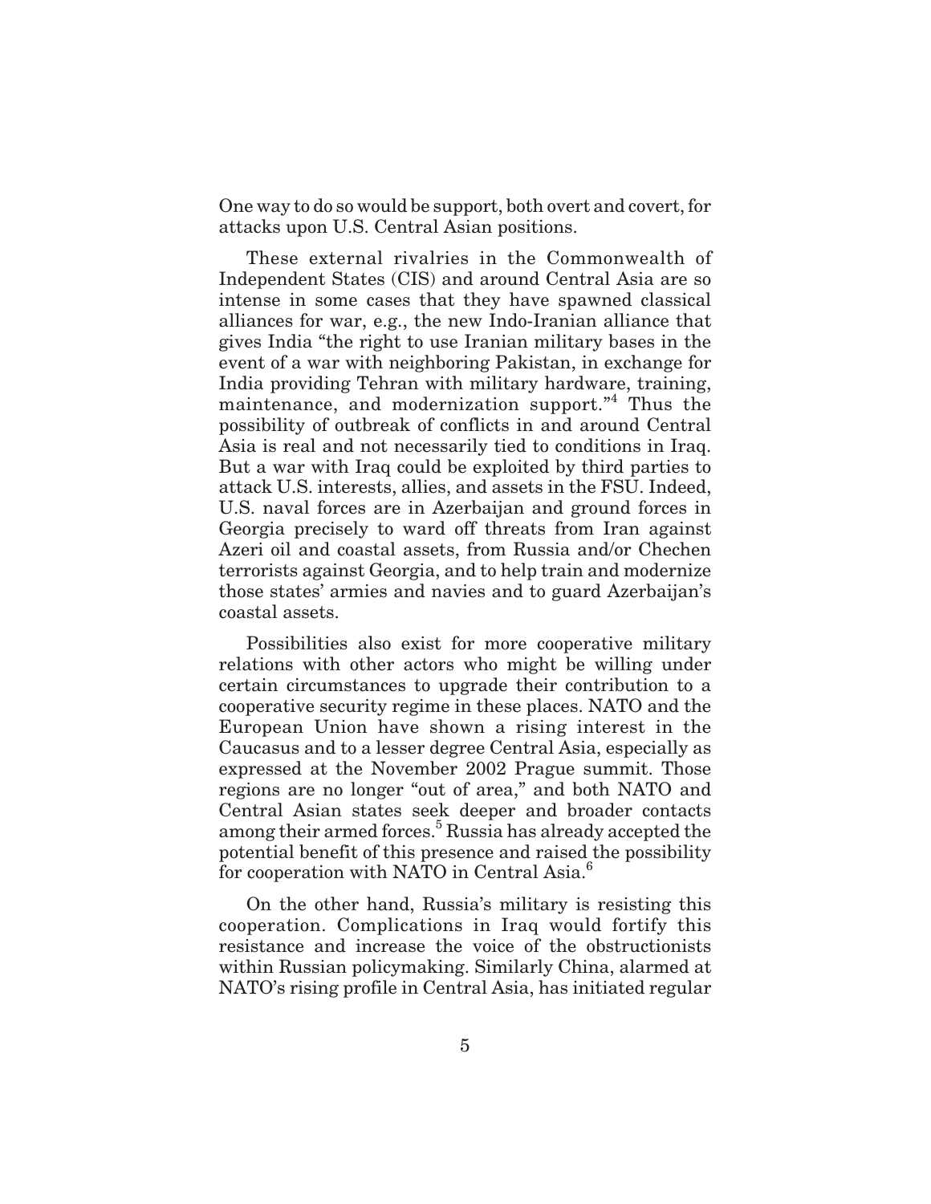One way to do so would be support, both overt and covert, for attacks upon U.S. Central Asian positions.

These external rivalries in the Commonwealth of Independent States (CIS) and around Central Asia are so intense in some cases that they have spawned classical alliances for war, e.g., the new Indo-Iranian alliance that gives India "the right to use Iranian military bases in the event of a war with neighboring Pakistan, in exchange for India providing Tehran with military hardware, training, maintenance, and modernization support."[4] Thus the possibility of outbreak of conflicts in and around Central Asia is real and not necessarily tied to conditions in Iraq. But a war with Iraq could be exploited by third parties to attack U.S. interests, allies, and assets in the FSU. Indeed, U.S. naval forces are in Azerbaijan and ground forces in Georgia precisely to ward off threats from Iran against Azeri oil and coastal assets, from Russia and/or Chechen terrorists against Georgia, and to help train and modernize those states' armies and navies and to guard Azerbaijan's coastal assets.

Possibilities also exist for more cooperative military relations with other actors who might be willing under certain circumstances to upgrade their contribution to a cooperative security regime in these places. NATO and the European Union have shown a rising interest in the Caucasus and to a lesser degree Central Asia, especially as expressed at the November 2002 Prague summit. Those regions are no longer "out of area," and both NATO and Central Asian states seek deeper and broader contacts among their armed forces.[5] Russia has already accepted the potential benefit of this presence and raised the possibility for cooperation with NATO in Central Asia.[6]

On the other hand, Russia's military is resisting this cooperation. Complications in Iraq would fortify this resistance and increase the voice of the obstructionists within Russian policymaking. Similarly China, alarmed at NATO's rising profile in Central Asia, has initiated regular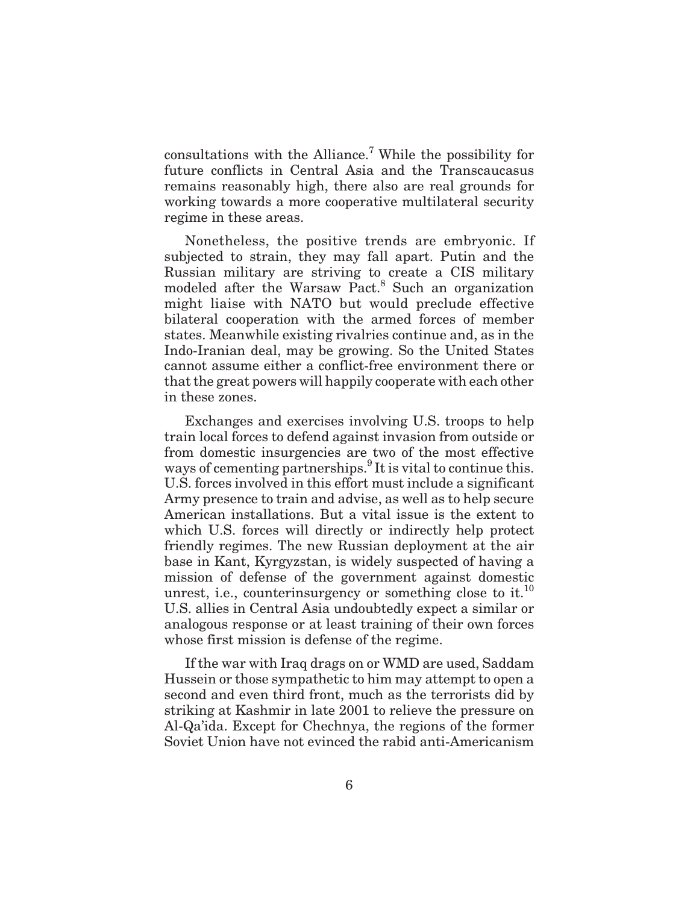consultations with the Alliance.[7] While the possibility for future conflicts in Central Asia and the Transcaucasus remains reasonably high, there also are real grounds for working towards a more cooperative multilateral security regime in these areas.

Nonetheless, the positive trends are embryonic. If subjected to strain, they may fall apart. Putin and the Russian military are striving to create a CIS military modeled after the Warsaw Pact.[8] Such an organization might liaise with NATO but would preclude effective bilateral cooperation with the armed forces of member states. Meanwhile existing rivalries continue and, as in the Indo-Iranian deal, may be growing. So the United States cannot assume either a conflict-free environment there or that the great powers will happily cooperate with each other in these zones.

Exchanges and exercises involving U.S. troops to help train local forces to defend against invasion from outside or from domestic insurgencies are two of the most effective ways of cementing partnerships.[9] It is vital to continue this. U.S. forces involved in this effort must include a significant Army presence to train and advise, as well as to help secure American installations. But a vital issue is the extent to which U.S. forces will directly or indirectly help protect friendly regimes. The new Russian deployment at the air base in Kant, Kyrgyzstan, is widely suspected of having a mission of defense of the government against domestic unrest, i.e., counterinsurgency or something close to it.[10] U.S. allies in Central Asia undoubtedly expect a similar or analogous response or at least training of their own forces whose first mission is defense of the regime.

If the war with Iraq drags on or WMD are used, Saddam Hussein or those sympathetic to him may attempt to open a second and even third front, much as the terrorists did by striking at Kashmir in late 2001 to relieve the pressure on Al-Qa'ida. Except for Chechnya, the regions of the former Soviet Union have not evinced the rabid anti-Americanism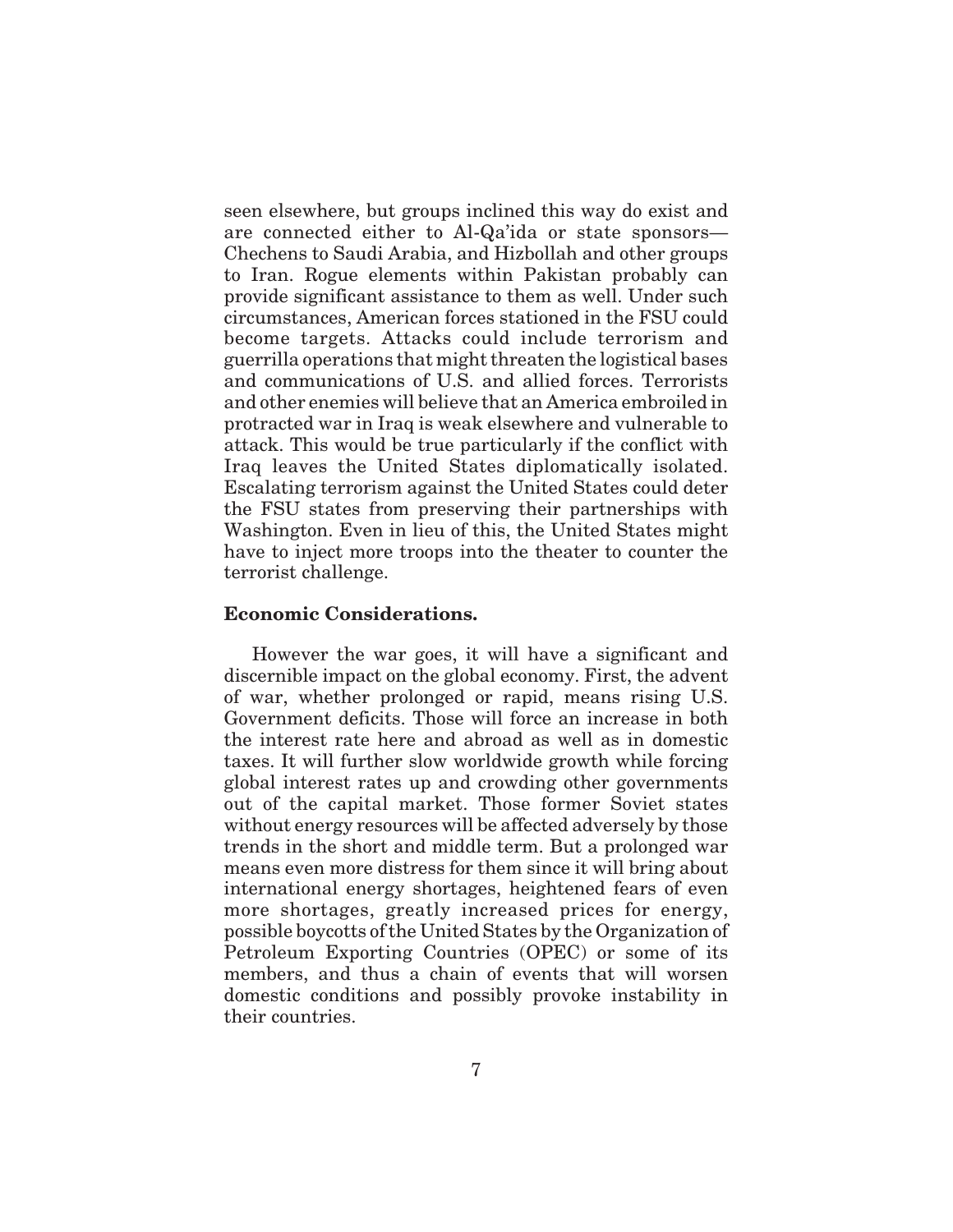seen elsewhere, but groups inclined this way do exist and are connected either to Al-Qa'ida or state sponsors—Chechens to Saudi Arabia, and Hizbollah and other groups to Iran. Rogue elements within Pakistan probably can provide significant assistance to them as well. Under such circumstances, American forces stationed in the FSU could become targets. Attacks could include terrorism and guerrilla operations that might threaten the logistical bases and communications of U.S. and allied forces. Terrorists and other enemies will believe that an America embroiled in protracted war in Iraq is weak elsewhere and vulnerable to attack. This would be true particularly if the conflict with Iraq leaves the United States diplomatically isolated. Escalating terrorism against the United States could deter the FSU states from preserving their partnerships with Washington. Even in lieu of this, the United States might have to inject more troops into the theater to counter the terrorist challenge.

**Economic Considerations.**

However the war goes, it will have a significant and discernible impact on the global economy. First, the advent of war, whether prolonged or rapid, means rising U.S. Government deficits. Those will force an increase in both the interest rate here and abroad as well as in domestic taxes. It will further slow worldwide growth while forcing global interest rates up and crowding other governments out of the capital market. Those former Soviet states without energy resources will be affected adversely by those trends in the short and middle term. But a prolonged war means even more distress for them since it will bring about international energy shortages, heightened fears of even more shortages, greatly increased prices for energy, possible boycotts of the United States by the Organization of Petroleum Exporting Countries (OPEC) or some of its members, and thus a chain of events that will worsen domestic conditions and possibly provoke instability in their countries.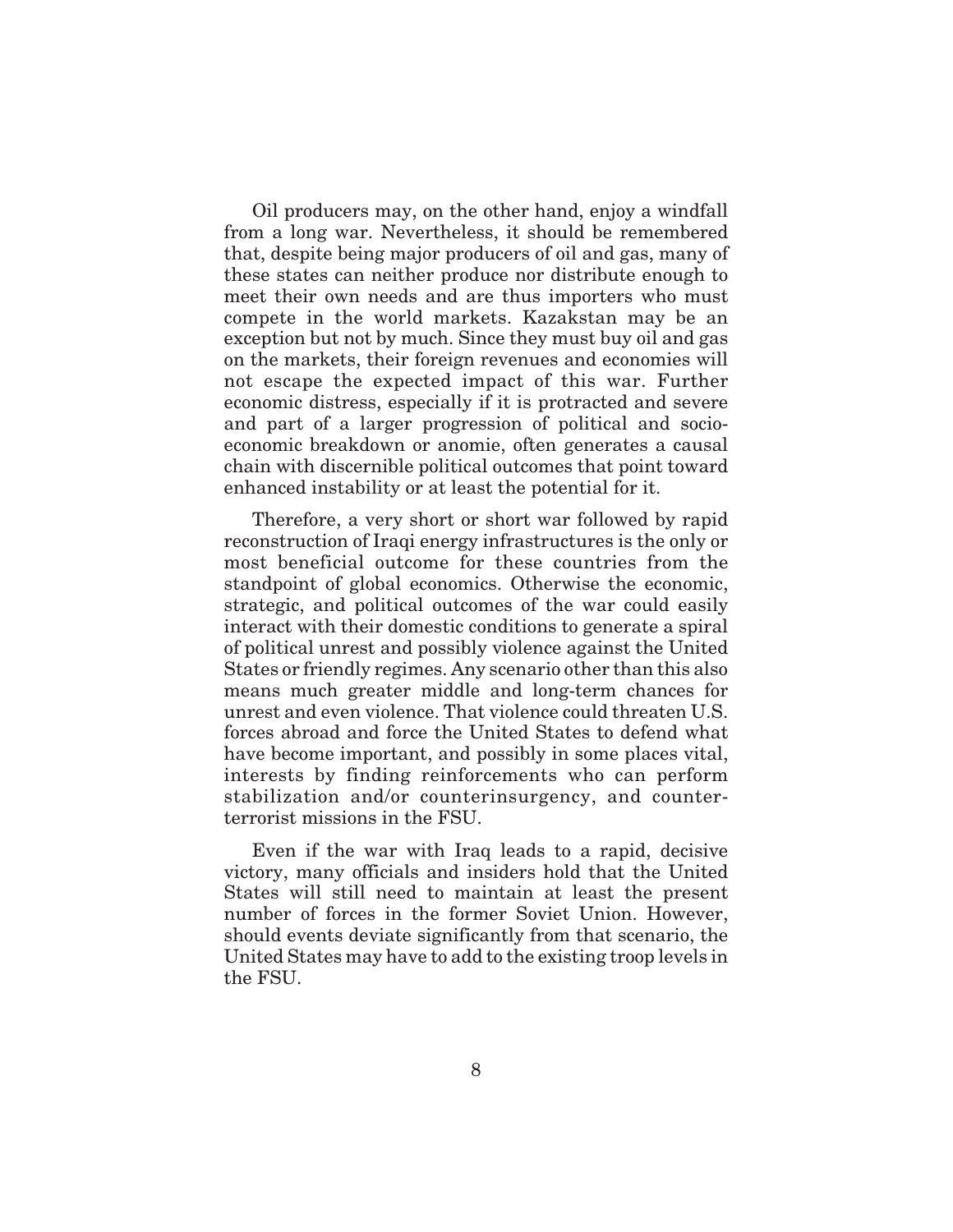Oil producers may, on the other hand, enjoy a windfall from a long war. Nevertheless, it should be remembered that, despite being major producers of oil and gas, many of these states can neither produce nor distribute enough to meet their own needs and are thus importers who must compete in the world markets. Kazakstan may be an exception but not by much. Since they must buy oil and gas on the markets, their foreign revenues and economies will not escape the expected impact of this war. Further economic distress, especially if it is protracted and severe and part of a larger progression of political and socio-economic breakdown or anomie, often generates a causal chain with discernible political outcomes that point toward enhanced instability or at least the potential for it.

Therefore, a very short or short war followed by rapid reconstruction of Iraqi energy infrastructures is the only or most beneficial outcome for these countries from the standpoint of global economics. Otherwise the economic, strategic, and political outcomes of the war could easily interact with their domestic conditions to generate a spiral of political unrest and possibly violence against the United States or friendly regimes. Any scenario other than this also means much greater middle and long-term chances for unrest and even violence. That violence could threaten U.S. forces abroad and force the United States to defend what have become important, and possibly in some places vital, interests by finding reinforcements who can perform stabilization and/or counterinsurgency, and counter-terrorist missions in the FSU.

Even if the war with Iraq leads to a rapid, decisive victory, many officials and insiders hold that the United States will still need to maintain at least the present number of forces in the former Soviet Union. However, should events deviate significantly from that scenario, the United States may have to add to the existing troop levels in the FSU.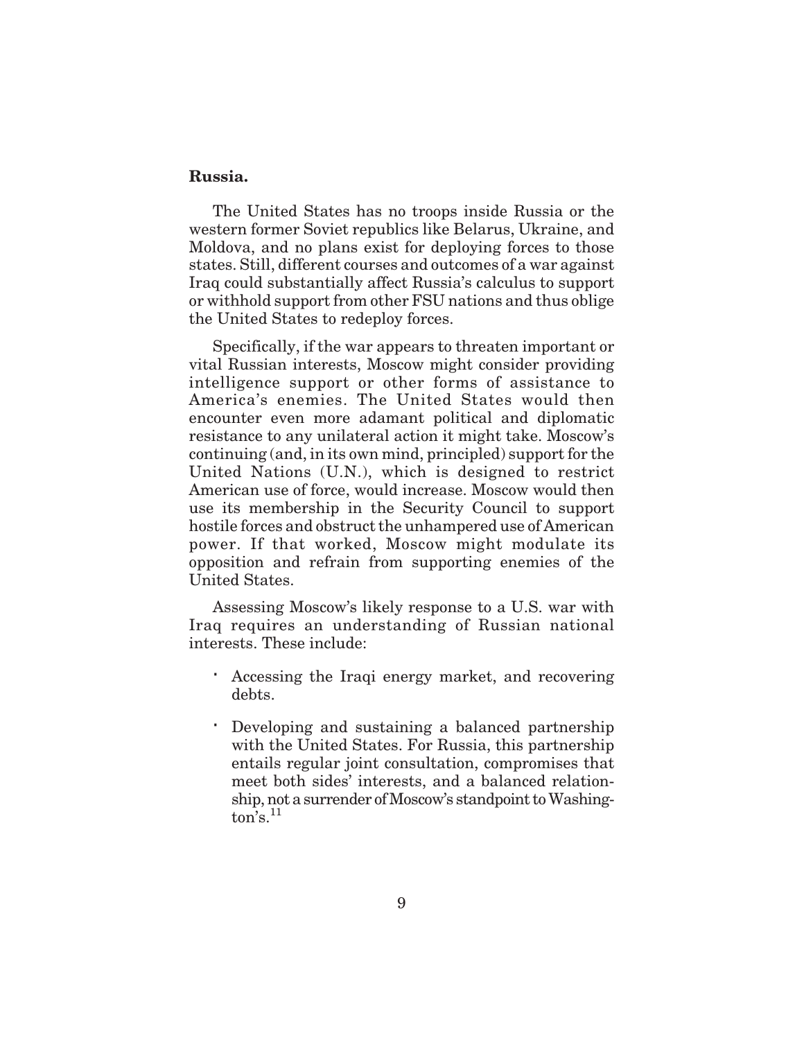**Russia.**

The United States has no troops inside Russia or the western former Soviet republics like Belarus, Ukraine, and Moldova, and no plans exist for deploying forces to those states. Still, different courses and outcomes of a war against Iraq could substantially affect Russia's calculus to support or withhold support from other FSU nations and thus oblige the United States to redeploy forces.

Specifically, if the war appears to threaten important or vital Russian interests, Moscow might consider providing intelligence support or other forms of assistance to America's enemies. The United States would then encounter even more adamant political and diplomatic resistance to any unilateral action it might take. Moscow's continuing (and, in its own mind, principled) support for the United Nations (U.N.), which is designed to restrict American use of force, would increase. Moscow would then use its membership in the Security Council to support hostile forces and obstruct the unhampered use of American power. If that worked, Moscow might modulate its opposition and refrain from supporting enemies of the United States.

Assessing Moscow's likely response to a U.S. war with Iraq requires an understanding of Russian national interests. These include:

- Accessing the Iraqi energy market, and recovering debts.
- Developing and sustaining a balanced partnership with the United States. For Russia, this partnership entails regular joint consultation, compromises that meet both sides' interests, and a balanced relationship, not a surrender of Moscow's standpoint to Washington's.[11]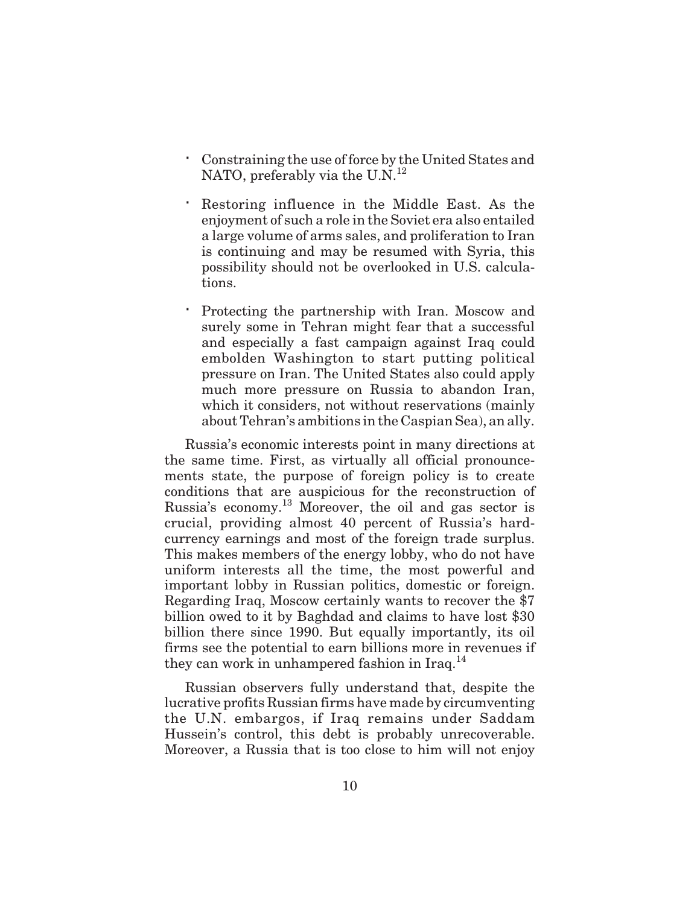- Constraining the use of force by the United States and NATO, preferably via the U.N.[12]

- Restoring influence in the Middle East. As the enjoyment of such a role in the Soviet era also entailed a large volume of arms sales, and proliferation to Iran is continuing and may be resumed with Syria, this possibility should not be overlooked in U.S. calculations.

- Protecting the partnership with Iran. Moscow and surely some in Tehran might fear that a successful and especially a fast campaign against Iraq could embolden Washington to start putting political pressure on Iran. The United States also could apply much more pressure on Russia to abandon Iran, which it considers, not without reservations (mainly about Tehran's ambitions in the Caspian Sea), an ally.

Russia's economic interests point in many directions at the same time. First, as virtually all official pronouncements state, the purpose of foreign policy is to create conditions that are auspicious for the reconstruction of Russia's economy.[13] Moreover, the oil and gas sector is crucial, providing almost 40 percent of Russia's hard-currency earnings and most of the foreign trade surplus. This makes members of the energy lobby, who do not have uniform interests all the time, the most powerful and important lobby in Russian politics, domestic or foreign. Regarding Iraq, Moscow certainly wants to recover the $7 billion owed to it by Baghdad and claims to have lost $30 billion there since 1990. But equally importantly, its oil firms see the potential to earn billions more in revenues if they can work in unhampered fashion in Iraq.[14]

Russian observers fully understand that, despite the lucrative profits Russian firms have made by circumventing the U.N. embargos, if Iraq remains under Saddam Hussein's control, this debt is probably unrecoverable. Moreover, a Russia that is too close to him will not enjoy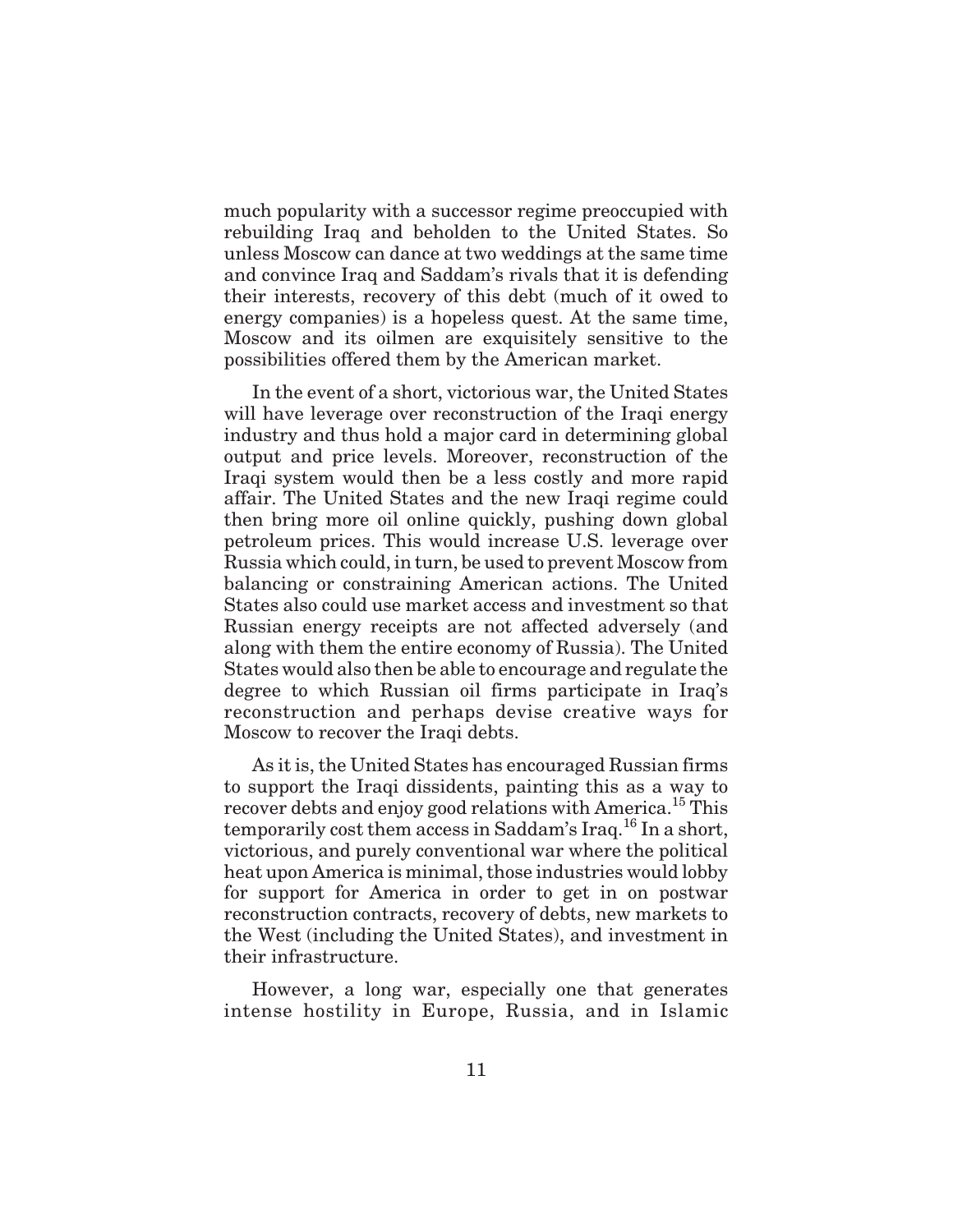much popularity with a successor regime preoccupied with rebuilding Iraq and beholden to the United States. So unless Moscow can dance at two weddings at the same time and convince Iraq and Saddam's rivals that it is defending their interests, recovery of this debt (much of it owed to energy companies) is a hopeless quest. At the same time, Moscow and its oilmen are exquisitely sensitive to the possibilities offered them by the American market.

In the event of a short, victorious war, the United States will have leverage over reconstruction of the Iraqi energy industry and thus hold a major card in determining global output and price levels. Moreover, reconstruction of the Iraqi system would then be a less costly and more rapid affair. The United States and the new Iraqi regime could then bring more oil online quickly, pushing down global petroleum prices. This would increase U.S. leverage over Russia which could, in turn, be used to prevent Moscow from balancing or constraining American actions. The United States also could use market access and investment so that Russian energy receipts are not affected adversely (and along with them the entire economy of Russia). The United States would also then be able to encourage and regulate the degree to which Russian oil firms participate in Iraq's reconstruction and perhaps devise creative ways for Moscow to recover the Iraqi debts.

As it is, the United States has encouraged Russian firms to support the Iraqi dissidents, painting this as a way to recover debts and enjoy good relations with America.[15] This temporarily cost them access in Saddam's Iraq.[16] In a short, victorious, and purely conventional war where the political heat upon America is minimal, those industries would lobby for support for America in order to get in on postwar reconstruction contracts, recovery of debts, new markets to the West (including the United States), and investment in their infrastructure.

However, a long war, especially one that generates intense hostility in Europe, Russia, and in Islamic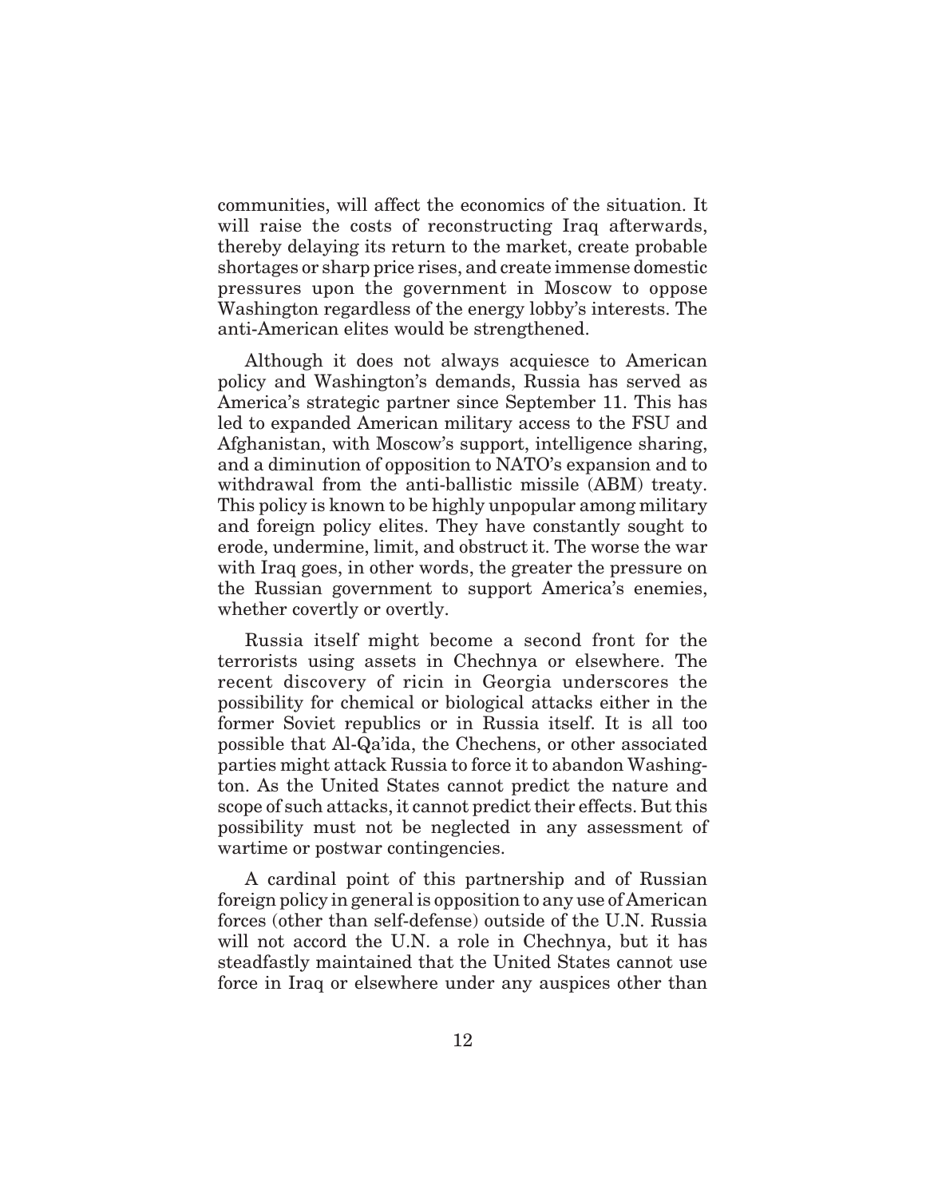communities, will affect the economics of the situation. It will raise the costs of reconstructing Iraq afterwards, thereby delaying its return to the market, create probable shortages or sharp price rises, and create immense domestic pressures upon the government in Moscow to oppose Washington regardless of the energy lobby's interests. The anti-American elites would be strengthened.

Although it does not always acquiesce to American policy and Washington's demands, Russia has served as America's strategic partner since September 11. This has led to expanded American military access to the FSU and Afghanistan, with Moscow's support, intelligence sharing, and a diminution of opposition to NATO's expansion and to withdrawal from the anti-ballistic missile (ABM) treaty. This policy is known to be highly unpopular among military and foreign policy elites. They have constantly sought to erode, undermine, limit, and obstruct it. The worse the war with Iraq goes, in other words, the greater the pressure on the Russian government to support America's enemies, whether covertly or overtly.

Russia itself might become a second front for the terrorists using assets in Chechnya or elsewhere. The recent discovery of ricin in Georgia underscores the possibility for chemical or biological attacks either in the former Soviet republics or in Russia itself. It is all too possible that Al-Qa'ida, the Chechens, or other associated parties might attack Russia to force it to abandon Washington. As the United States cannot predict the nature and scope of such attacks, it cannot predict their effects. But this possibility must not be neglected in any assessment of wartime or postwar contingencies.

A cardinal point of this partnership and of Russian foreign policy in general is opposition to any use of American forces (other than self-defense) outside of the U.N. Russia will not accord the U.N. a role in Chechnya, but it has steadfastly maintained that the United States cannot use force in Iraq or elsewhere under any auspices other than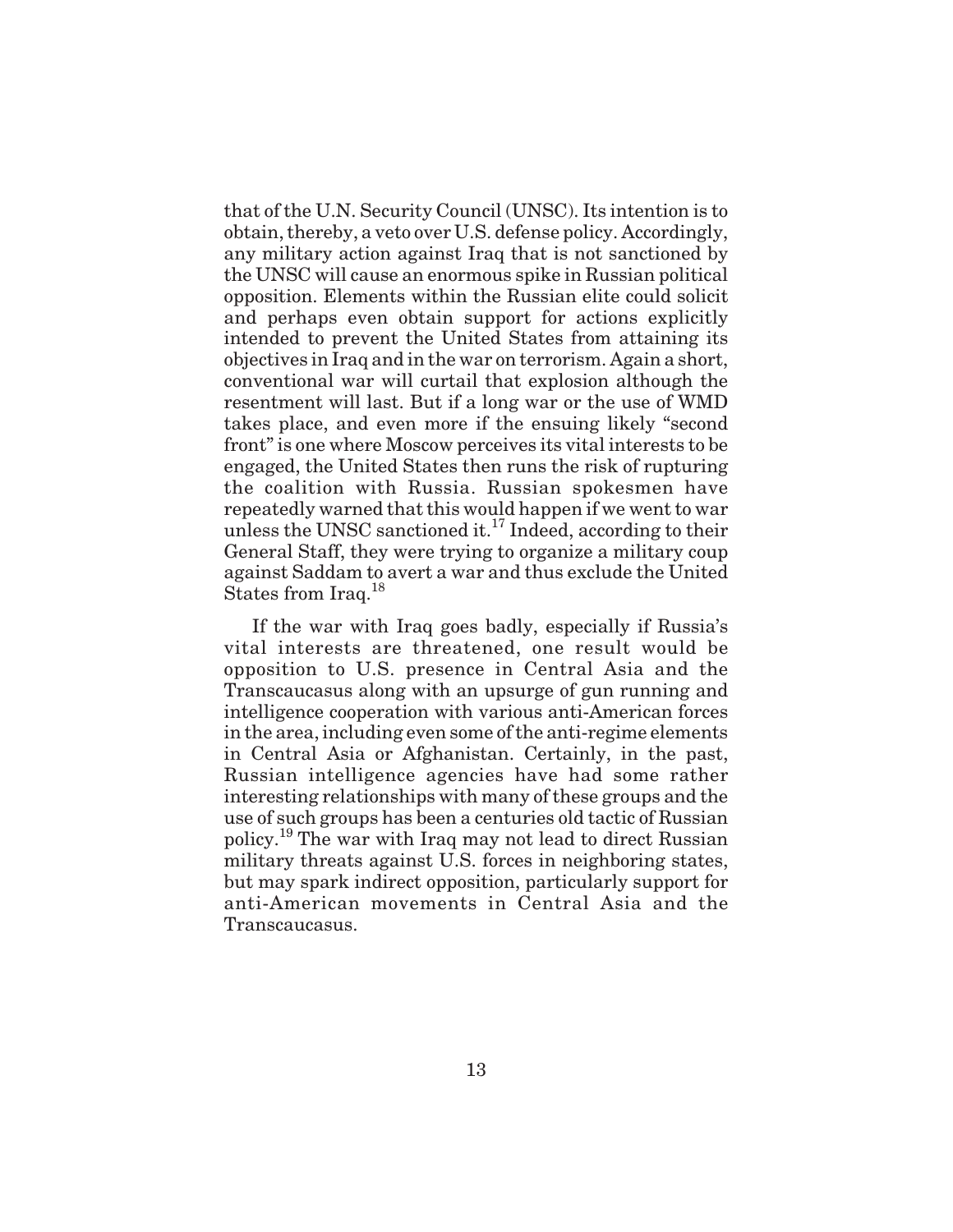that of the U.N. Security Council (UNSC). Its intention is to obtain, thereby, a veto over U.S. defense policy. Accordingly, any military action against Iraq that is not sanctioned by the UNSC will cause an enormous spike in Russian political opposition. Elements within the Russian elite could solicit and perhaps even obtain support for actions explicitly intended to prevent the United States from attaining its objectives in Iraq and in the war on terrorism. Again a short, conventional war will curtail that explosion although the resentment will last. But if a long war or the use of WMD takes place, and even more if the ensuing likely "second front" is one where Moscow perceives its vital interests to be engaged, the United States then runs the risk of rupturing the coalition with Russia. Russian spokesmen have repeatedly warned that this would happen if we went to war unless the UNSC sanctioned it.[17] Indeed, according to their General Staff, they were trying to organize a military coup against Saddam to avert a war and thus exclude the United States from Iraq.[18]

If the war with Iraq goes badly, especially if Russia's vital interests are threatened, one result would be opposition to U.S. presence in Central Asia and the Transcaucasus along with an upsurge of gun running and intelligence cooperation with various anti-American forces in the area, including even some of the anti-regime elements in Central Asia or Afghanistan. Certainly, in the past, Russian intelligence agencies have had some rather interesting relationships with many of these groups and the use of such groups has been a centuries old tactic of Russian policy.[19] The war with Iraq may not lead to direct Russian military threats against U.S. forces in neighboring states, but may spark indirect opposition, particularly support for anti-American movements in Central Asia and the Transcaucasus.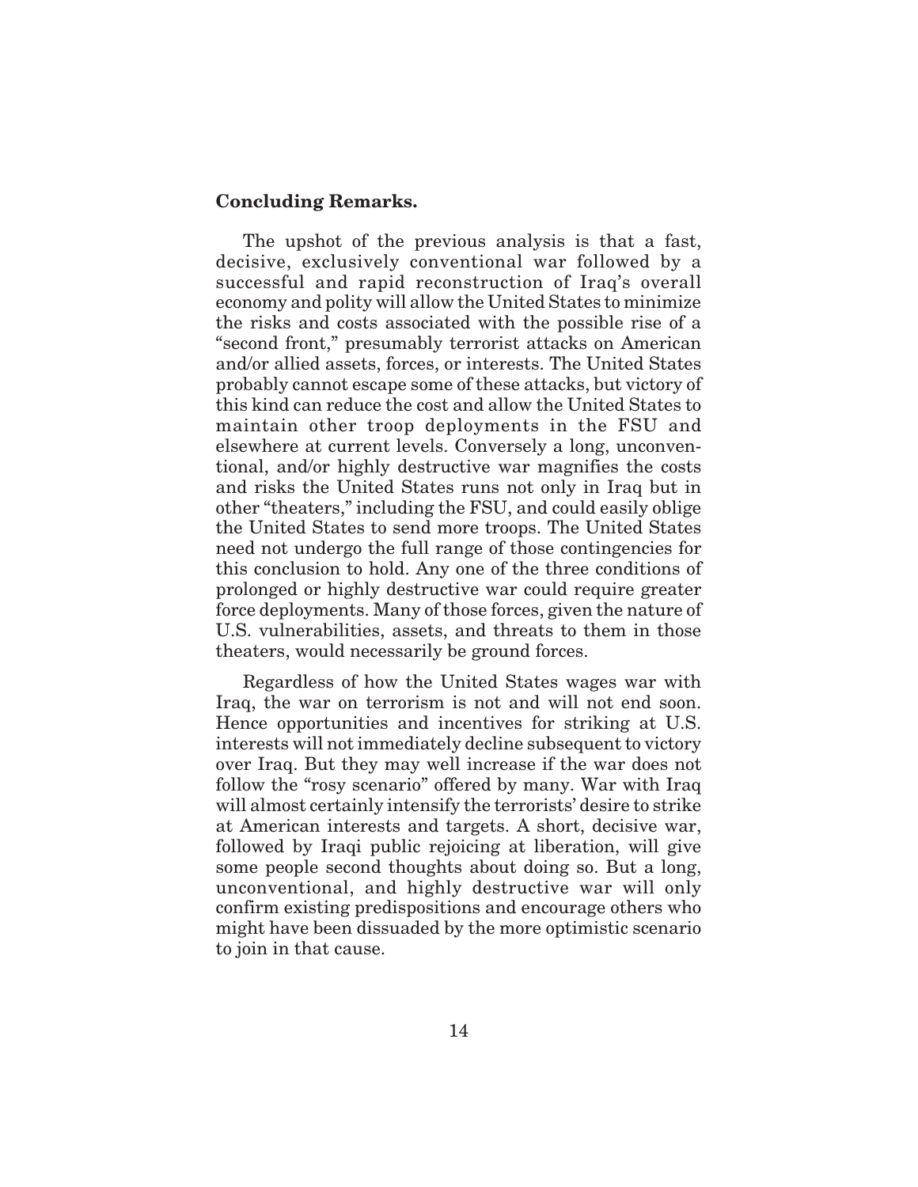**Concluding Remarks.**

The upshot of the previous analysis is that a fast, decisive, exclusively conventional war followed by a successful and rapid reconstruction of Iraq's overall economy and polity will allow the United States to minimize the risks and costs associated with the possible rise of a "second front," presumably terrorist attacks on American and/or allied assets, forces, or interests. The United States probably cannot escape some of these attacks, but victory of this kind can reduce the cost and allow the United States to maintain other troop deployments in the FSU and elsewhere at current levels. Conversely a long, unconventional, and/or highly destructive war magnifies the costs and risks the United States runs not only in Iraq but in other "theaters," including the FSU, and could easily oblige the United States to send more troops. The United States need not undergo the full range of those contingencies for this conclusion to hold. Any one of the three conditions of prolonged or highly destructive war could require greater force deployments. Many of those forces, given the nature of U.S. vulnerabilities, assets, and threats to them in those theaters, would necessarily be ground forces.

Regardless of how the United States wages war with Iraq, the war on terrorism is not and will not end soon. Hence opportunities and incentives for striking at U.S. interests will not immediately decline subsequent to victory over Iraq. But they may well increase if the war does not follow the "rosy scenario" offered by many. War with Iraq will almost certainly intensify the terrorists' desire to strike at American interests and targets. A short, decisive war, followed by Iraqi public rejoicing at liberation, will give some people second thoughts about doing so. But a long, unconventional, and highly destructive war will only confirm existing predispositions and encourage others who might have been dissuaded by the more optimistic scenario to join in that cause.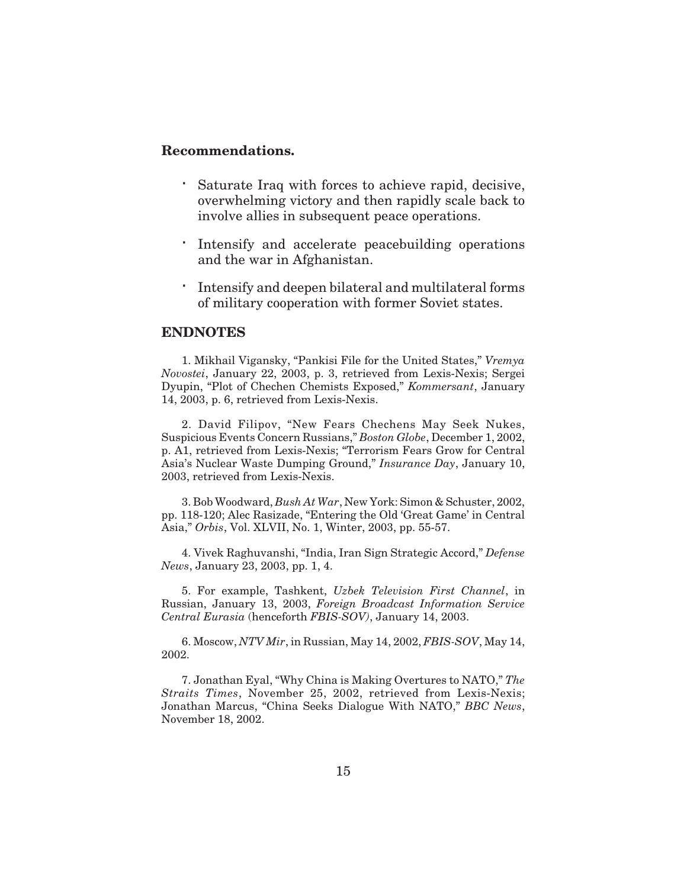**Recommendations.**

- Saturate Iraq with forces to achieve rapid, decisive, overwhelming victory and then rapidly scale back to involve allies in subsequent peace operations.
- Intensify and accelerate peacebuilding operations and the war in Afghanistan.
- Intensify and deepen bilateral and multilateral forms of military cooperation with former Soviet states.

## ENDNOTES

1. Mikhail Vigansky, "Pankisi File for the United States," *Vremya Novostei*, January 22, 2003, p. 3, retrieved from Lexis-Nexis; Sergei Dyupin, "Plot of Chechen Chemists Exposed," *Kommersant*, January 14, 2003, p. 6, retrieved from Lexis-Nexis.

2. David Filipov, "New Fears Chechens May Seek Nukes, Suspicious Events Concern Russians," *Boston Globe*, December 1, 2002, p. A1, retrieved from Lexis-Nexis; "Terrorism Fears Grow for Central Asia's Nuclear Waste Dumping Ground," *Insurance Day*, January 10, 2003, retrieved from Lexis-Nexis.

3. Bob Woodward, *Bush At War*, New York: Simon & Schuster, 2002, pp. 118-120; Alec Rasizade, "Entering the Old 'Great Game' in Central Asia," *Orbis*, Vol. XLVII, No. 1, Winter, 2003, pp. 55-57.

4. Vivek Raghuvanshi, "India, Iran Sign Strategic Accord," *Defense News*, January 23, 2003, pp. 1, 4.

5. For example, Tashkent, *Uzbek Television First Channel*, in Russian, January 13, 2003, *Foreign Broadcast Information Service Central Eurasia* (henceforth *FBIS-SOV)*, January 14, 2003.

6. Moscow, *NTV Mir*, in Russian, May 14, 2002, *FBIS-SOV*, May 14, 2002.

7. Jonathan Eyal, "Why China is Making Overtures to NATO," *The Straits Times*, November 25, 2002, retrieved from Lexis-Nexis; Jonathan Marcus, "China Seeks Dialogue With NATO," *BBC News*, November 18, 2002.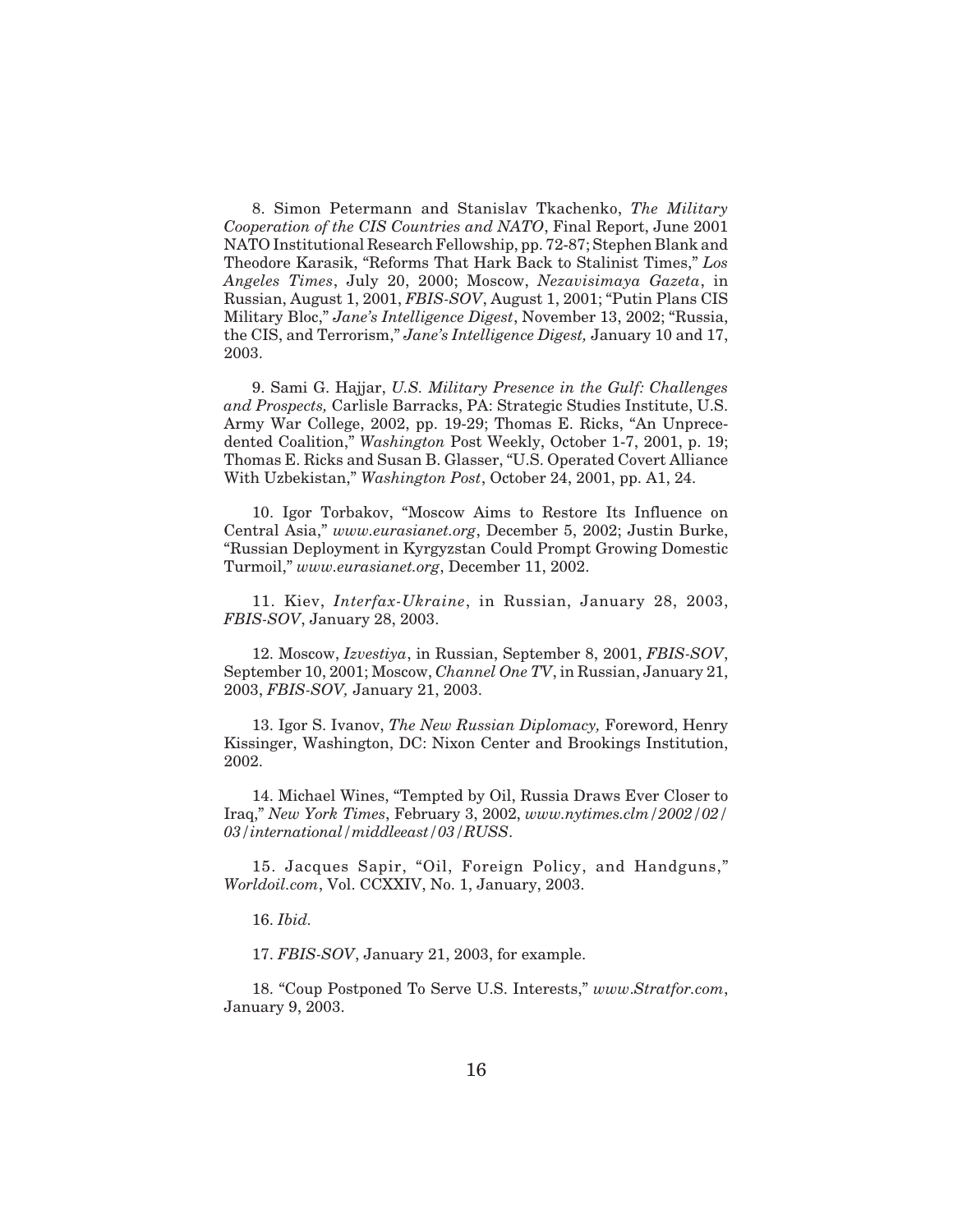8. Simon Petermann and Stanislav Tkachenko, *The Military Cooperation of the CIS Countries and NATO*, Final Report, June 2001 NATO Institutional Research Fellowship, pp. 72-87; Stephen Blank and Theodore Karasik, "Reforms That Hark Back to Stalinist Times," *Los Angeles Times*, July 20, 2000; Moscow, *Nezavisimaya Gazeta*, in Russian, August 1, 2001, *FBIS-SOV*, August 1, 2001; "Putin Plans CIS Military Bloc," *Jane's Intelligence Digest*, November 13, 2002; "Russia, the CIS, and Terrorism," *Jane's Intelligence Digest,* January 10 and 17, 2003.

9. Sami G. Hajjar, *U.S. Military Presence in the Gulf: Challenges and Prospects,* Carlisle Barracks, PA: Strategic Studies Institute, U.S. Army War College, 2002, pp. 19-29; Thomas E. Ricks, "An Unprecedented Coalition," *Washington* Post Weekly, October 1-7, 2001, p. 19; Thomas E. Ricks and Susan B. Glasser, "U.S. Operated Covert Alliance With Uzbekistan," *Washington Post*, October 24, 2001, pp. A1, 24.

10. Igor Torbakov, "Moscow Aims to Restore Its Influence on Central Asia," *www.eurasianet.org*, December 5, 2002; Justin Burke, "Russian Deployment in Kyrgyzstan Could Prompt Growing Domestic Turmoil," *www.eurasianet.org*, December 11, 2002.

11. Kiev, *Interfax-Ukraine*, in Russian, January 28, 2003, *FBIS-SOV*, January 28, 2003.

12. Moscow, *Izvestiya*, in Russian, September 8, 2001, *FBIS-SOV*, September 10, 2001; Moscow, *Channel One TV*, in Russian, January 21, 2003, *FBIS-SOV,* January 21, 2003.

13. Igor S. Ivanov, *The New Russian Diplomacy,* Foreword, Henry Kissinger, Washington, DC: Nixon Center and Brookings Institution, 2002.

14. Michael Wines, "Tempted by Oil, Russia Draws Ever Closer to Iraq," *New York Times*, February 3, 2002, *www.nytimes.clm/2002/02/03/international/middleeast/03/RUSS*.

15. Jacques Sapir, "Oil, Foreign Policy, and Handguns," *Worldoil.com*, Vol. CCXXIV, No. 1, January, 2003.

16. *Ibid.*

17. *FBIS-SOV*, January 21, 2003, for example.

18. "Coup Postponed To Serve U.S. Interests," *www.Stratfor.com*, January 9, 2003.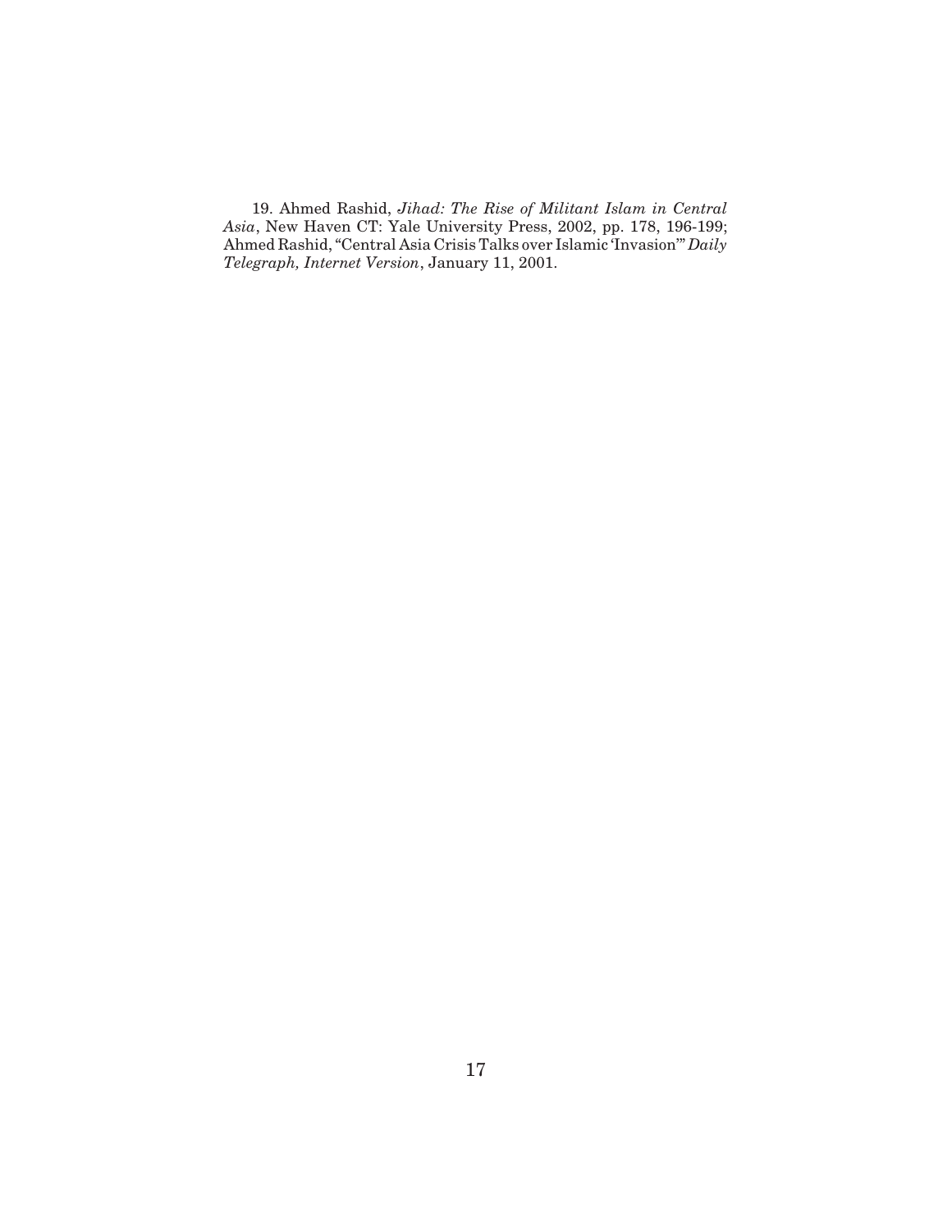19. Ahmed Rashid, *Jihad: The Rise of Militant Islam in Central Asia*, New Haven CT: Yale University Press, 2002, pp. 178, 196-199; Ahmed Rashid, "Central Asia Crisis Talks over Islamic 'Invasion'" *Daily Telegraph, Internet Version*, January 11, 2001.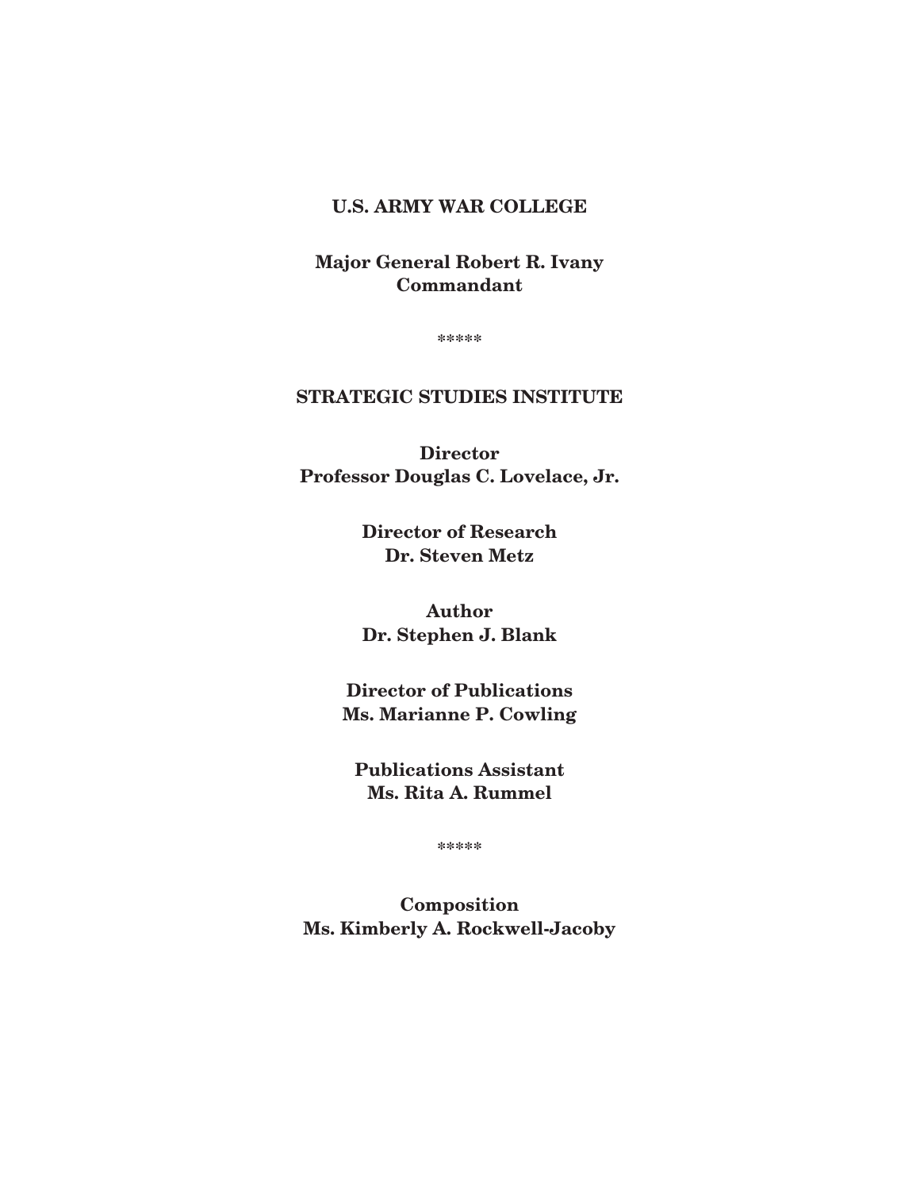**U.S. ARMY WAR COLLEGE**

**Major General Robert R. Ivany**
**Commandant**

\*\*\*\*\*

**STRATEGIC STUDIES INSTITUTE**

**Director**
**Professor Douglas C. Lovelace, Jr.**

**Director of Research**
**Dr. Steven Metz**

**Author**
**Dr. Stephen J. Blank**

**Director of Publications**
**Ms. Marianne P. Cowling**

**Publications Assistant**
**Ms. Rita A. Rummel**

\*\*\*\*\*

**Composition**
**Ms. Kimberly A. Rockwell-Jacoby**